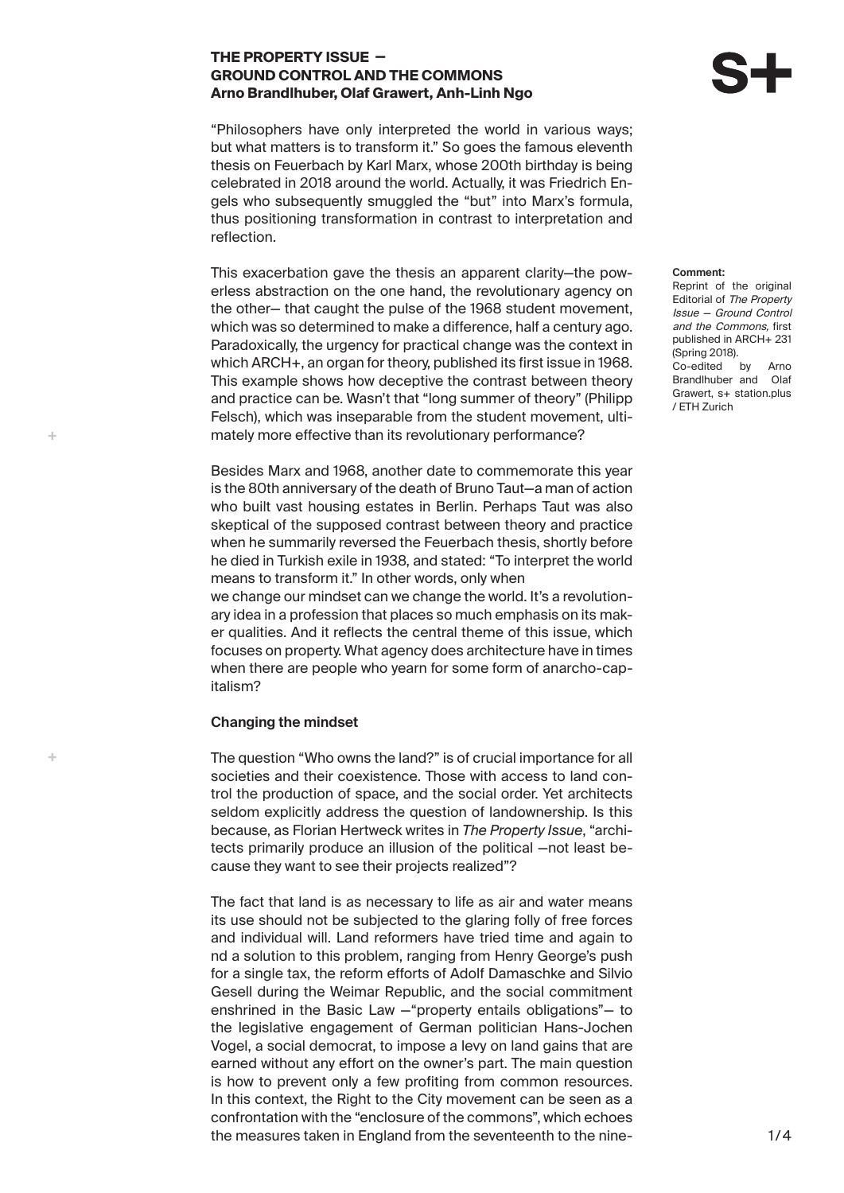# THE PROPERTY ISSUE — GROUND CONTROL AND THE COMMONS

**Arno Brandlhuber, Olaf Grawert, Anh-Linh Ngo**

"Philosophers have only interpreted the world in various ways; but what matters is to transform it." So goes the famous eleventh thesis on Feuerbach by Karl Marx, whose 200th birthday is being celebrated in 2018 around the world. Actually, it was Friedrich Engels who subsequently smuggled the "but" into Marx's formula, thus positioning transformation in contrast to interpretation and reflection.

This exacerbation gave the thesis an apparent clarity—the powerless abstraction on the one hand, the revolutionary agency on the other— that caught the pulse of the 1968 student movement, which was so determined to make a difference, half a century ago. Paradoxically, the urgency for practical change was the context in which ARCH+, an organ for theory, published its first issue in 1968. This example shows how deceptive the contrast between theory and practice can be. Wasn't that "long summer of theory" (Philipp Felsch), which was inseparable from the student movement, ultimately more effective than its revolutionary performance?

**Comment:**
Reprint of the original Editorial of *The Property Issue – Ground Control and the Commons,* first published in ARCH+ 231 (Spring 2018).
Co-edited by Arno Brandlhuber and Olaf Grawert, s+ station.plus / ETH Zurich

Besides Marx and 1968, another date to commemorate this year is the 80th anniversary of the death of Bruno Taut—a man of action who built vast housing estates in Berlin. Perhaps Taut was also skeptical of the supposed contrast between theory and practice when he summarily reversed the Feuerbach thesis, shortly before he died in Turkish exile in 1938, and stated: "To interpret the world means to transform it." In other words, only when we change our mindset can we change the world. It's a revolutionary idea in a profession that places so much emphasis on its maker qualities. And it reflects the central theme of this issue, which focuses on property. What agency does architecture have in times when there are people who yearn for some form of anarcho-capitalism?

## Changing the mindset

The question "Who owns the land?" is of crucial importance for all societies and their coexistence. Those with access to land control the production of space, and the social order. Yet architects seldom explicitly address the question of landownership. Is this because, as Florian Hertweck writes in *The Property Issue*, "architects primarily produce an illusion of the political —not least because they want to see their projects realized"?

The fact that land is as necessary to life as air and water means its use should not be subjected to the glaring folly of free forces and individual will. Land reformers have tried time and again to nd a solution to this problem, ranging from Henry George's push for a single tax, the reform efforts of Adolf Damaschke and Silvio Gesell during the Weimar Republic, and the social commitment enshrined in the Basic Law —"property entails obligations"— to the legislative engagement of German politician Hans-Jochen Vogel, a social democrat, to impose a levy on land gains that are earned without any effort on the owner's part. The main question is how to prevent only a few profiting from common resources. In this context, the Right to the City movement can be seen as a confrontation with the "enclosure of the commons", which echoes the measures taken in England from the seventeenth to the nine-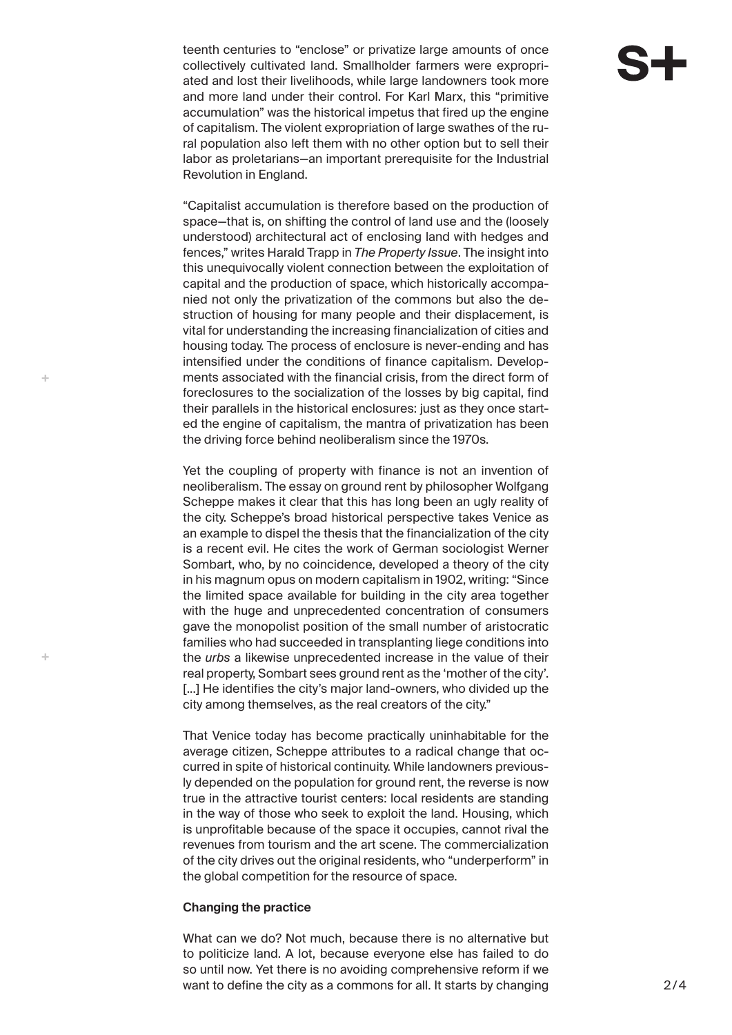teenth centuries to "enclose" or privatize large amounts of once collectively cultivated land. Smallholder farmers were expropriated and lost their livelihoods, while large landowners took more and more land under their control. For Karl Marx, this "primitive accumulation" was the historical impetus that fired up the engine of capitalism. The violent expropriation of large swathes of the rural population also left them with no other option but to sell their labor as proletarians—an important prerequisite for the Industrial Revolution in England.

"Capitalist accumulation is therefore based on the production of space—that is, on shifting the control of land use and the (loosely understood) architectural act of enclosing land with hedges and fences," writes Harald Trapp in *The Property Issue*. The insight into this unequivocally violent connection between the exploitation of capital and the production of space, which historically accompanied not only the privatization of the commons but also the destruction of housing for many people and their displacement, is vital for understanding the increasing financialization of cities and housing today. The process of enclosure is never-ending and has intensified under the conditions of finance capitalism. Developments associated with the financial crisis, from the direct form of foreclosures to the socialization of the losses by big capital, find their parallels in the historical enclosures: just as they once started the engine of capitalism, the mantra of privatization has been the driving force behind neoliberalism since the 1970s.

Yet the coupling of property with finance is not an invention of neoliberalism. The essay on ground rent by philosopher Wolfgang Scheppe makes it clear that this has long been an ugly reality of the city. Scheppe's broad historical perspective takes Venice as an example to dispel the thesis that the financialization of the city is a recent evil. He cites the work of German sociologist Werner Sombart, who, by no coincidence, developed a theory of the city in his magnum opus on modern capitalism in 1902, writing: "Since the limited space available for building in the city area together with the huge and unprecedented concentration of consumers gave the monopolist position of the small number of aristocratic families who had succeeded in transplanting liege conditions into the *urbs* a likewise unprecedented increase in the value of their real property, Sombart sees ground rent as the 'mother of the city'. [...] He identifies the city's major land-owners, who divided up the city among themselves, as the real creators of the city."

That Venice today has become practically uninhabitable for the average citizen, Scheppe attributes to a radical change that occurred in spite of historical continuity. While landowners previously depended on the population for ground rent, the reverse is now true in the attractive tourist centers: local residents are standing in the way of those who seek to exploit the land. Housing, which is unprofitable because of the space it occupies, cannot rival the revenues from tourism and the art scene. The commercialization of the city drives out the original residents, who "underperform" in the global competition for the resource of space.

**Changing the practice**

What can we do? Not much, because there is no alternative but to politicize land. A lot, because everyone else has failed to do so until now. Yet there is no avoiding comprehensive reform if we want to define the city as a commons for all. It starts by changing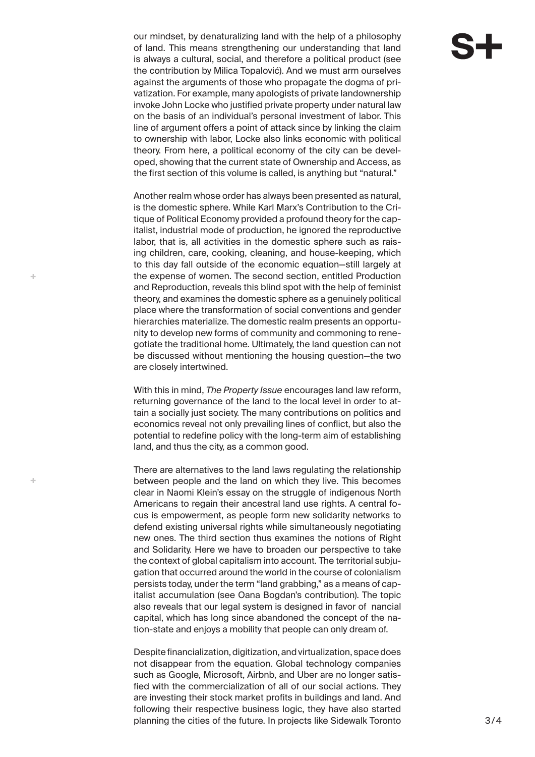our mindset, by denaturalizing land with the help of a philosophy of land. This means strengthening our understanding that land is always a cultural, social, and therefore a political product (see the contribution by Milica Topalović). And we must arm ourselves against the arguments of those who propagate the dogma of privatization. For example, many apologists of private landownership invoke John Locke who justified private property under natural law on the basis of an individual's personal investment of labor. This line of argument offers a point of attack since by linking the claim to ownership with labor, Locke also links economic with political theory. From here, a political economy of the city can be developed, showing that the current state of Ownership and Access, as the first section of this volume is called, is anything but "natural."

Another realm whose order has always been presented as natural, is the domestic sphere. While Karl Marx's Contribution to the Critique of Political Economy provided a profound theory for the capitalist, industrial mode of production, he ignored the reproductive labor, that is, all activities in the domestic sphere such as raising children, care, cooking, cleaning, and house-keeping, which to this day fall outside of the economic equation—still largely at the expense of women. The second section, entitled Production and Reproduction, reveals this blind spot with the help of feminist theory, and examines the domestic sphere as a genuinely political place where the transformation of social conventions and gender hierarchies materialize. The domestic realm presents an opportunity to develop new forms of community and commoning to renegotiate the traditional home. Ultimately, the land question can not be discussed without mentioning the housing question—the two are closely intertwined.

With this in mind, *The Property Issue* encourages land law reform, returning governance of the land to the local level in order to attain a socially just society. The many contributions on politics and economics reveal not only prevailing lines of conflict, but also the potential to redefine policy with the long-term aim of establishing land, and thus the city, as a common good.

There are alternatives to the land laws regulating the relationship between people and the land on which they live. This becomes clear in Naomi Klein's essay on the struggle of indigenous North Americans to regain their ancestral land use rights. A central focus is empowerment, as people form new solidarity networks to defend existing universal rights while simultaneously negotiating new ones. The third section thus examines the notions of Right and Solidarity. Here we have to broaden our perspective to take the context of global capitalism into account. The territorial subjugation that occurred around the world in the course of colonialism persists today, under the term "land grabbing," as a means of capitalist accumulation (see Oana Bogdan's contribution). The topic also reveals that our legal system is designed in favor of nancial capital, which has long since abandoned the concept of the nation-state and enjoys a mobility that people can only dream of.

Despite financialization, digitization, and virtualization, space does not disappear from the equation. Global technology companies such as Google, Microsoft, Airbnb, and Uber are no longer satisfied with the commercialization of all of our social actions. They are investing their stock market profits in buildings and land. And following their respective business logic, they have also started planning the cities of the future. In projects like Sidewalk Toronto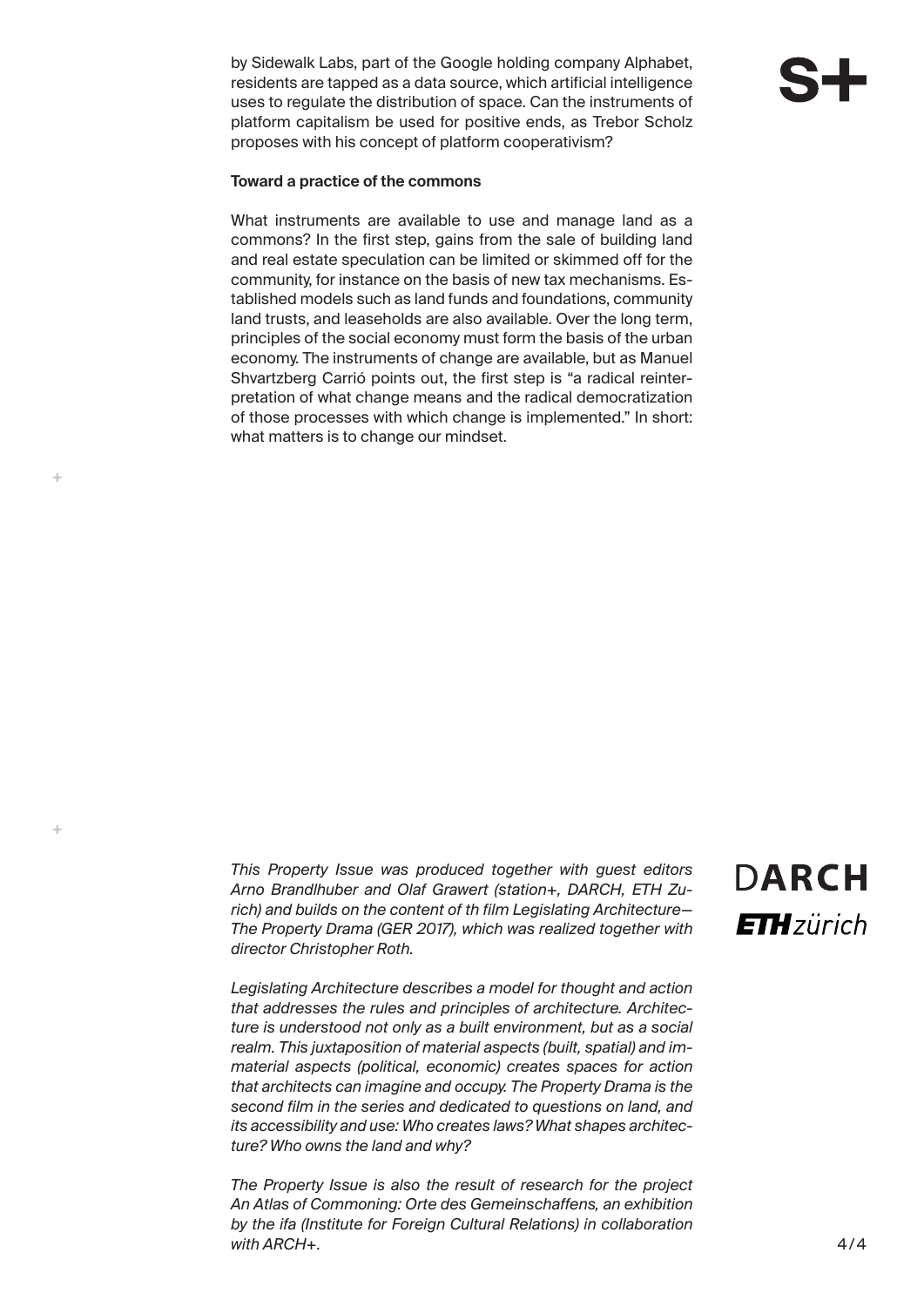by Sidewalk Labs, part of the Google holding company Alphabet, residents are tapped as a data source, which artificial intelligence uses to regulate the distribution of space. Can the instruments of platform capitalism be used for positive ends, as Trebor Scholz proposes with his concept of platform cooperativism?

**Toward a practice of the commons**

What instruments are available to use and manage land as a commons? In the first step, gains from the sale of building land and real estate speculation can be limited or skimmed off for the community, for instance on the basis of new tax mechanisms. Established models such as land funds and foundations, community land trusts, and leaseholds are also available. Over the long term, principles of the social economy must form the basis of the urban economy. The instruments of change are available, but as Manuel Shvartzberg Carrió points out, the first step is "a radical reinterpretation of what change means and the radical democratization of those processes with which change is implemented." In short: what matters is to change our mindset.

*This Property Issue was produced together with guest editors Arno Brandlhuber and Olaf Grawert (station+, DARCH, ETH Zurich) and builds on the content of th film Legislating Architecture—The Property Drama (GER 2017), which was realized together with director Christopher Roth.*

*Legislating Architecture describes a model for thought and action that addresses the rules and principles of architecture. Architecture is understood not only as a built environment, but as a social realm. This juxtaposition of material aspects (built, spatial) and immaterial aspects (political, economic) creates spaces for action that architects can imagine and occupy. The Property Drama is the second film in the series and dedicated to questions on land, and its accessibility and use: Who creates laws? What shapes architecture? Who owns the land and why?*

*The Property Issue is also the result of research for the project An Atlas of Commoning: Orte des Gemeinschaffens, an exhibition by the ifa (Institute for Foreign Cultural Relations) in collaboration with ARCH+.*

DARCH
ETH zürich